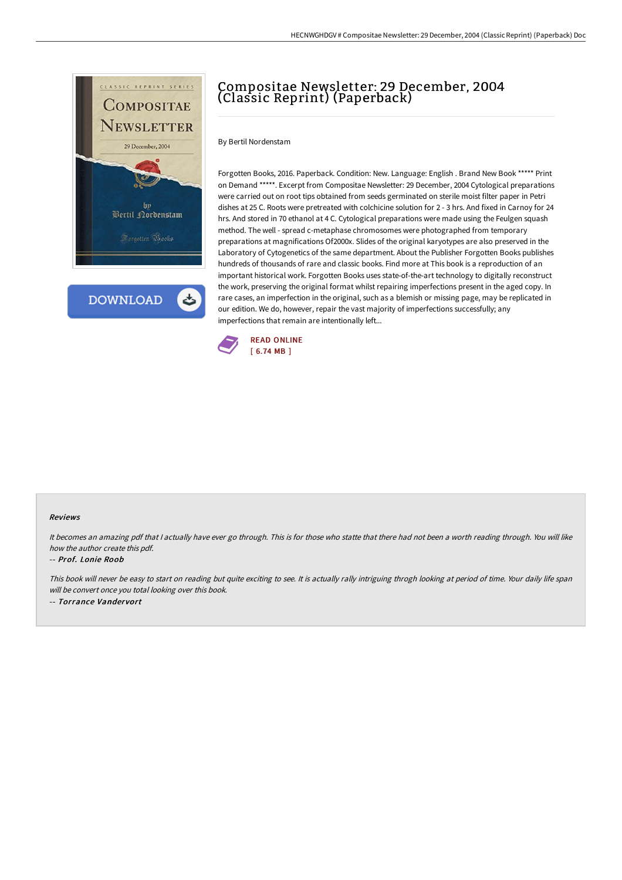# Compositae Newsletter: 29 December, 2004 (Classic Reprint) (Paperback)

By Bertil Nordenstam

Forgotten Books, 2016. Paperback. Condition: New. Language: English . Brand New Book ***** Print on Demand *****. Excerpt from Compositae Newsletter: 29 December, 2004 Cytological preparations were carried out on root tips obtained from seeds germinated on sterile moist filter paper in Petri dishes at 25 C. Roots were pretreated with colchicine solution for 2 - 3 hrs. And fixed in Carnoy for 24 hrs. And stored in 70 ethanol at 4 C. Cytological preparations were made using the Feulgen squash method. The well - spread c-metaphase chromosomes were photographed from temporary preparations at magnifications Of2000x. Slides of the original karyotypes are also preserved in the Laboratory of Cytogenetics of the same department. About the Publisher Forgotten Books publishes hundreds of thousands of rare and classic books. Find more at This book is a reproduction of an important historical work. Forgotten Books uses state-of-the-art technology to digitally reconstruct the work, preserving the original format whilst repairing imperfections present in the aged copy. In rare cases, an imperfection in the original, such as a blemish or missing page, may be replicated in our edition. We do, however, repair the vast majority of imperfections successfully; any imperfections that remain are intentionally left...

READ ONLINE
[ 6.74 MB ]

DOWNLOAD

### Reviews

*It becomes an amazing pdf that I actually have ever go through. This is for those who statte that there had not been a worth reading through. You will like how the author create this pdf.*

-- *Prof. Lonie Roob*

*This book will never be easy to start on reading but quite exciting to see. It is actually rally intriguing throgh looking at period of time. Your daily life span will be convert once you total looking over this book.*

-- *Torrance Vandervort*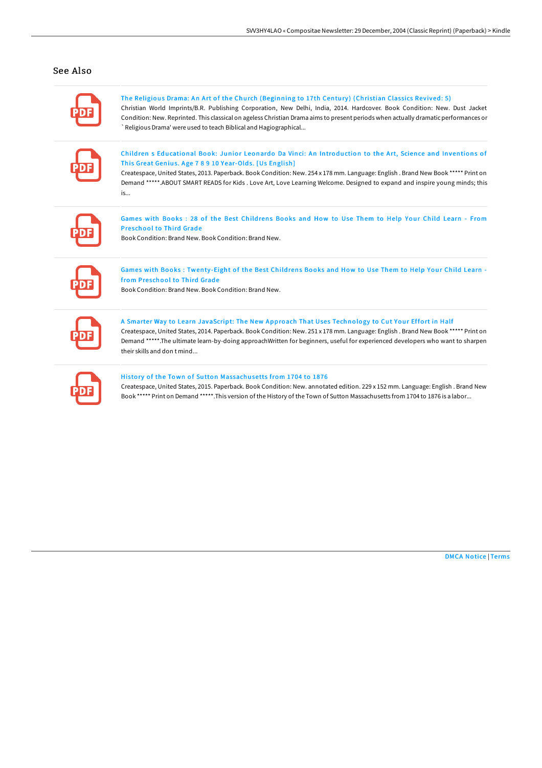## See Also

**The Religious Drama: An Art of the Church (Beginning to 17th Century) (Christian Classics Revived: 5)**

Christian World Imprints/B.R. Publishing Corporation, New Delhi, India, 2014. Hardcover. Book Condition: New. Dust Jacket Condition: New. Reprinted. This classical on ageless Christian Drama aims to present periods when actually dramatic performances or `Religious Drama' were used to teach Biblical and Hagiographical...

**Children s Educational Book: Junior Leonardo Da Vinci: An Introduction to the Art, Science and Inventions of This Great Genius. Age 7 8 9 10 Year-Olds. [Us English]**

Createspace, United States, 2013. Paperback. Book Condition: New. 254 x 178 mm. Language: English . Brand New Book ***** Print on Demand *****.ABOUT SMART READS for Kids . Love Art, Love Learning Welcome. Designed to expand and inspire young minds; this is...

**Games with Books : 28 of the Best Childrens Books and How to Use Them to Help Your Child Learn - From Preschool to Third Grade**

Book Condition: Brand New. Book Condition: Brand New.

**Games with Books : Twenty-Eight of the Best Childrens Books and How to Use Them to Help Your Child Learn - from Preschool to Third Grade**

Book Condition: Brand New. Book Condition: Brand New.

**A Smarter Way to Learn JavaScript: The New Approach That Uses Technology to Cut Your Effort in Half**

Createspace, United States, 2014. Paperback. Book Condition: New. 251 x 178 mm. Language: English . Brand New Book ***** Print on Demand *****.The ultimate learn-by-doing approachWritten for beginners, useful for experienced developers who want to sharpen their skills and don t mind...

**History of the Town of Sutton Massachusetts from 1704 to 1876**

Createspace, United States, 2015. Paperback. Book Condition: New. annotated edition. 229 x 152 mm. Language: English . Brand New Book ***** Print on Demand *****.This version of the History of the Town of Sutton Massachusetts from 1704 to 1876 is a labor...

DMCA Notice | Terms